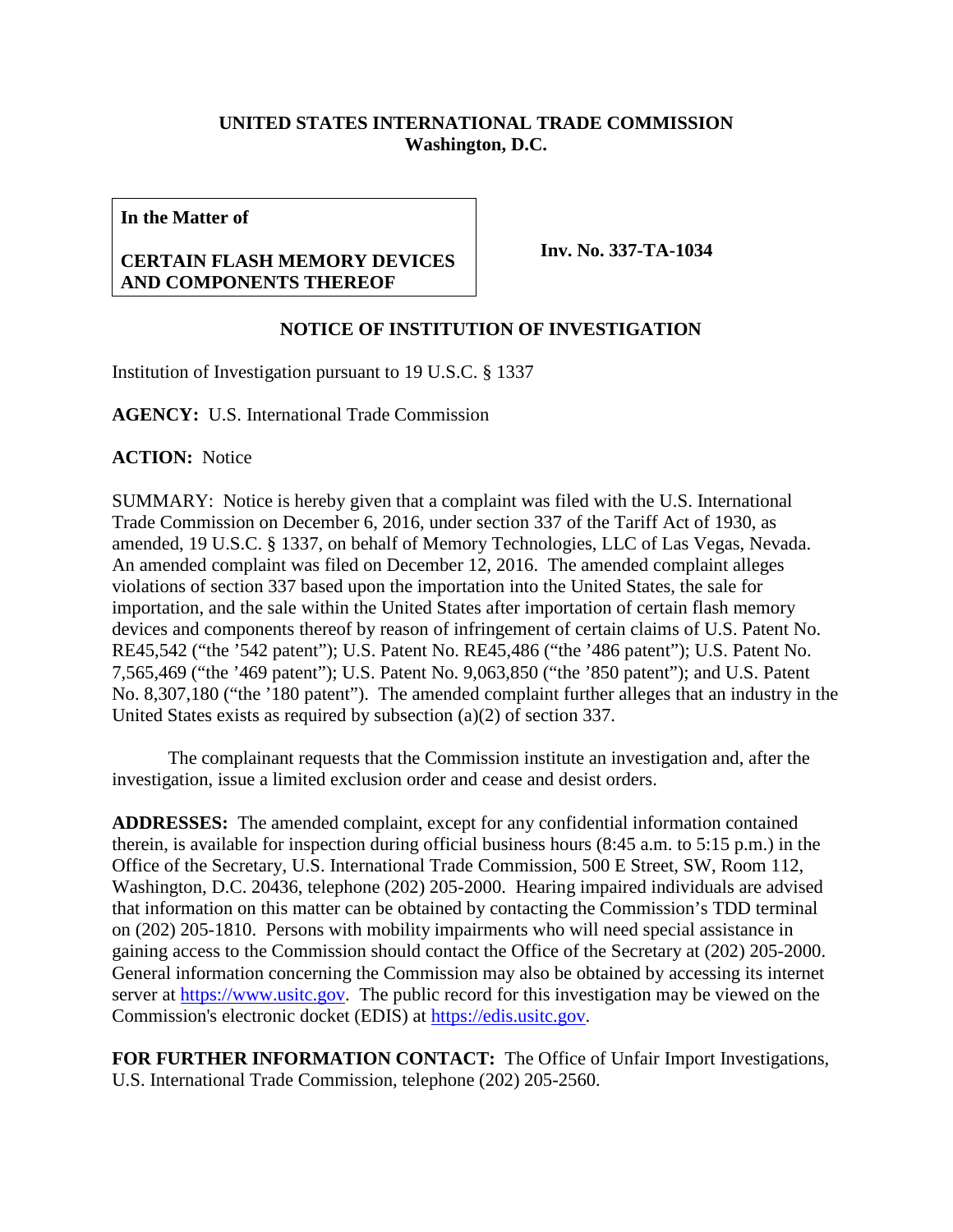**UNITED STATES INTERNATIONAL TRADE COMMISSION**
**Washington, D.C.**

| **In the Matter of**<br><br>**CERTAIN FLASH MEMORY DEVICES AND COMPONENTS THEREOF** | **Inv. No. 337-TA-1034** |
|---|---|

## NOTICE OF INSTITUTION OF INVESTIGATION

Institution of Investigation pursuant to 19 U.S.C. § 1337

**AGENCY:** U.S. International Trade Commission

**ACTION:** Notice

SUMMARY: Notice is hereby given that a complaint was filed with the U.S. International Trade Commission on December 6, 2016, under section 337 of the Tariff Act of 1930, as amended, 19 U.S.C. § 1337, on behalf of Memory Technologies, LLC of Las Vegas, Nevada. An amended complaint was filed on December 12, 2016. The amended complaint alleges violations of section 337 based upon the importation into the United States, the sale for importation, and the sale within the United States after importation of certain flash memory devices and components thereof by reason of infringement of certain claims of U.S. Patent No. RE45,542 ("the '542 patent"); U.S. Patent No. RE45,486 ("the '486 patent"); U.S. Patent No. 7,565,469 ("the '469 patent"); U.S. Patent No. 9,063,850 ("the '850 patent"); and U.S. Patent No. 8,307,180 ("the '180 patent"). The amended complaint further alleges that an industry in the United States exists as required by subsection (a)(2) of section 337.

The complainant requests that the Commission institute an investigation and, after the investigation, issue a limited exclusion order and cease and desist orders.

**ADDRESSES:** The amended complaint, except for any confidential information contained therein, is available for inspection during official business hours (8:45 a.m. to 5:15 p.m.) in the Office of the Secretary, U.S. International Trade Commission, 500 E Street, SW, Room 112, Washington, D.C. 20436, telephone (202) 205-2000. Hearing impaired individuals are advised that information on this matter can be obtained by contacting the Commission's TDD terminal on (202) 205-1810. Persons with mobility impairments who will need special assistance in gaining access to the Commission should contact the Office of the Secretary at (202) 205-2000. General information concerning the Commission may also be obtained by accessing its internet server at https://www.usitc.gov. The public record for this investigation may be viewed on the Commission's electronic docket (EDIS) at https://edis.usitc.gov.

**FOR FURTHER INFORMATION CONTACT:** The Office of Unfair Import Investigations, U.S. International Trade Commission, telephone (202) 205-2560.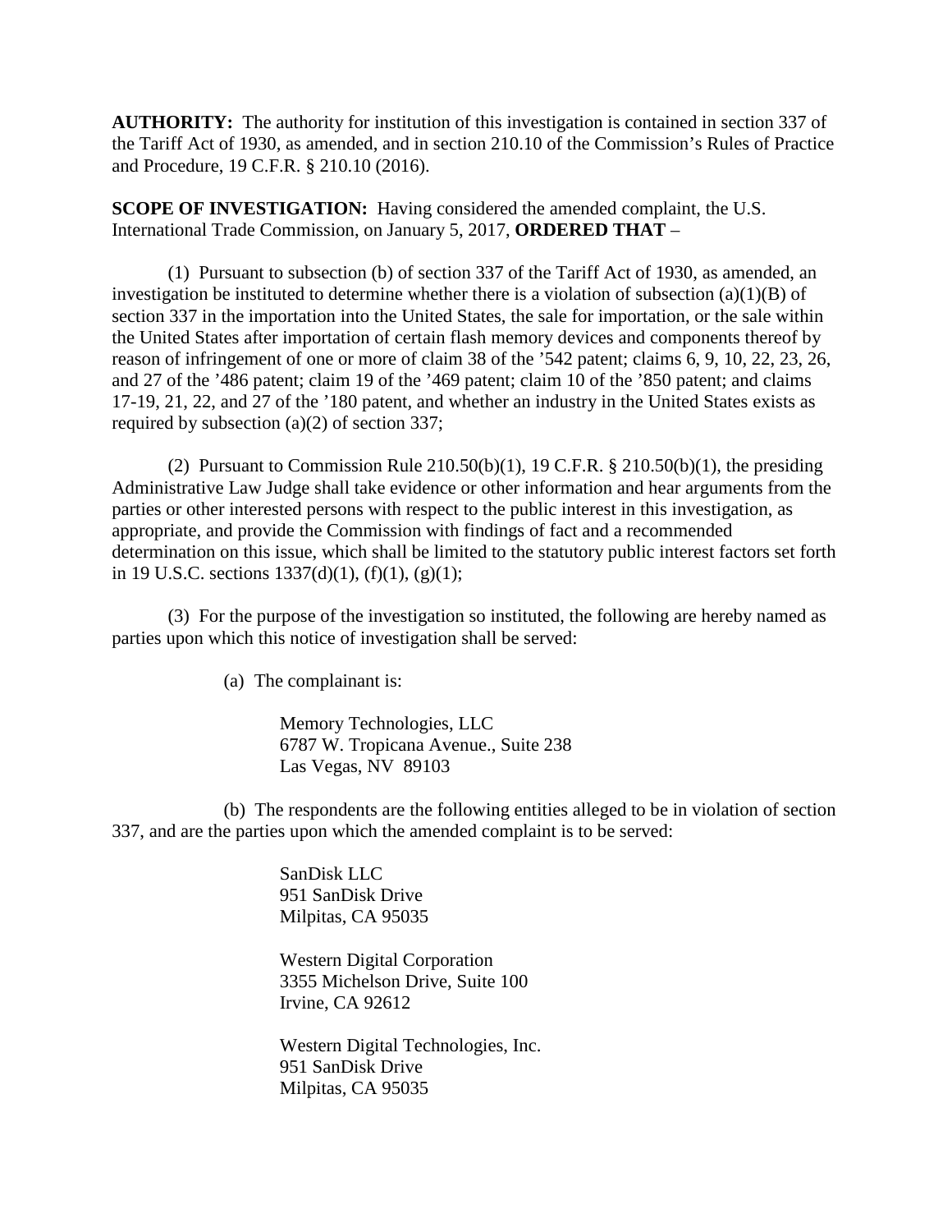**AUTHORITY:** The authority for institution of this investigation is contained in section 337 of the Tariff Act of 1930, as amended, and in section 210.10 of the Commission's Rules of Practice and Procedure, 19 C.F.R. § 210.10 (2016).

**SCOPE OF INVESTIGATION:** Having considered the amended complaint, the U.S. International Trade Commission, on January 5, 2017, **ORDERED THAT** –

(1) Pursuant to subsection (b) of section 337 of the Tariff Act of 1930, as amended, an investigation be instituted to determine whether there is a violation of subsection (a)(1)(B) of section 337 in the importation into the United States, the sale for importation, or the sale within the United States after importation of certain flash memory devices and components thereof by reason of infringement of one or more of claim 38 of the '542 patent; claims 6, 9, 10, 22, 23, 26, and 27 of the '486 patent; claim 19 of the '469 patent; claim 10 of the '850 patent; and claims 17-19, 21, 22, and 27 of the '180 patent, and whether an industry in the United States exists as required by subsection (a)(2) of section 337;

(2) Pursuant to Commission Rule 210.50(b)(1), 19 C.F.R. § 210.50(b)(1), the presiding Administrative Law Judge shall take evidence or other information and hear arguments from the parties or other interested persons with respect to the public interest in this investigation, as appropriate, and provide the Commission with findings of fact and a recommended determination on this issue, which shall be limited to the statutory public interest factors set forth in 19 U.S.C. sections 1337(d)(1), (f)(1), (g)(1);

(3) For the purpose of the investigation so instituted, the following are hereby named as parties upon which this notice of investigation shall be served:

(a) The complainant is:

Memory Technologies, LLC
6787 W. Tropicana Avenue., Suite 238
Las Vegas, NV 89103

(b) The respondents are the following entities alleged to be in violation of section 337, and are the parties upon which the amended complaint is to be served:

SanDisk LLC
951 SanDisk Drive
Milpitas, CA 95035

Western Digital Corporation
3355 Michelson Drive, Suite 100
Irvine, CA 92612

Western Digital Technologies, Inc.
951 SanDisk Drive
Milpitas, CA 95035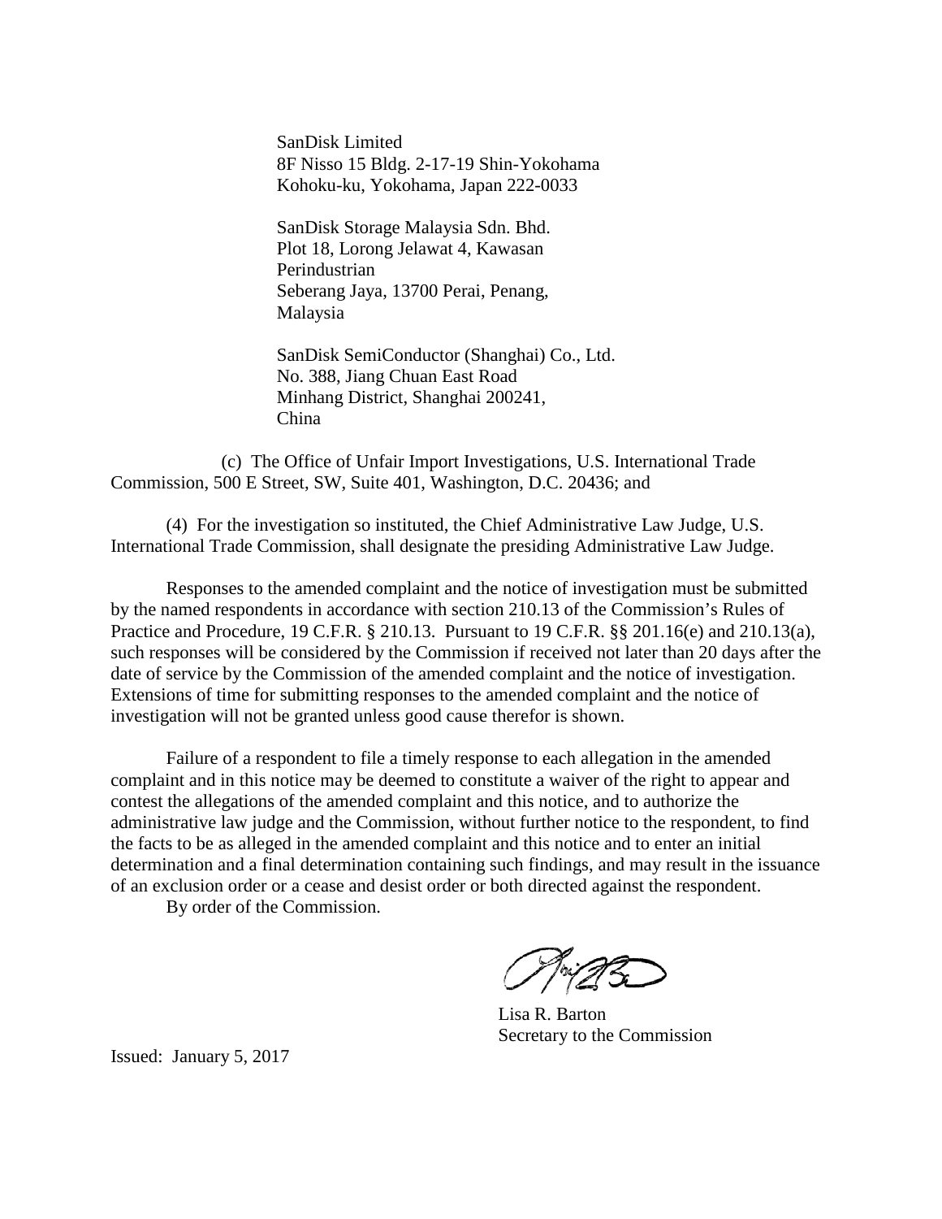SanDisk Limited
8F Nisso 15 Bldg. 2-17-19 Shin-Yokohama
Kohoku-ku, Yokohama, Japan 222-0033

SanDisk Storage Malaysia Sdn. Bhd.
Plot 18, Lorong Jelawat 4, Kawasan
Perindustrian
Seberang Jaya, 13700 Perai, Penang,
Malaysia

SanDisk SemiConductor (Shanghai) Co., Ltd.
No. 388, Jiang Chuan East Road
Minhang District, Shanghai 200241,
China

(c) The Office of Unfair Import Investigations, U.S. International Trade Commission, 500 E Street, SW, Suite 401, Washington, D.C. 20436; and

(4) For the investigation so instituted, the Chief Administrative Law Judge, U.S. International Trade Commission, shall designate the presiding Administrative Law Judge.

Responses to the amended complaint and the notice of investigation must be submitted by the named respondents in accordance with section 210.13 of the Commission's Rules of Practice and Procedure, 19 C.F.R. § 210.13. Pursuant to 19 C.F.R. §§ 201.16(e) and 210.13(a), such responses will be considered by the Commission if received not later than 20 days after the date of service by the Commission of the amended complaint and the notice of investigation. Extensions of time for submitting responses to the amended complaint and the notice of investigation will not be granted unless good cause therefor is shown.

Failure of a respondent to file a timely response to each allegation in the amended complaint and in this notice may be deemed to constitute a waiver of the right to appear and contest the allegations of the amended complaint and this notice, and to authorize the administrative law judge and the Commission, without further notice to the respondent, to find the facts to be as alleged in the amended complaint and this notice and to enter an initial determination and a final determination containing such findings, and may result in the issuance of an exclusion order or a cease and desist order or both directed against the respondent.

By order of the Commission.

Lisa R. Barton
Secretary to the Commission

Issued: January 5, 2017